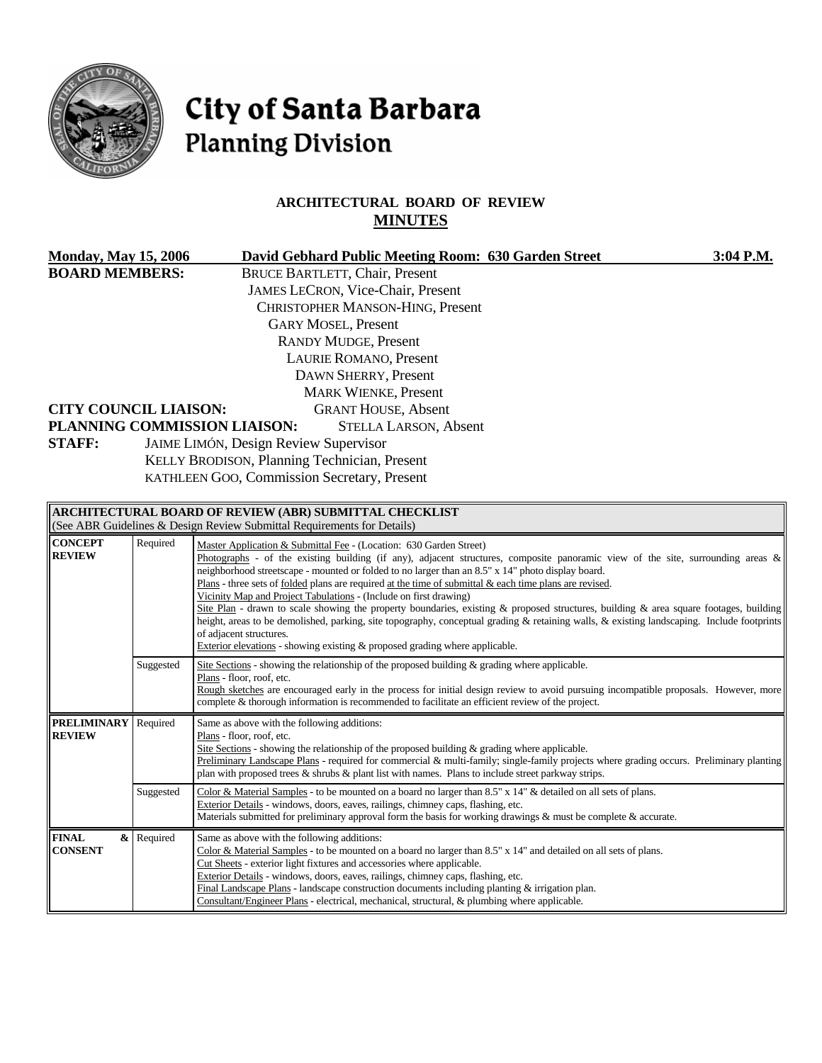# City of Santa Barbara
## Planning Division

### ARCHITECTURAL BOARD OF REVIEW
### MINUTES

**Monday, May 15, 2006** **David Gebhard Public Meeting Room: 630 Garden Street** **3:04 P.M.**

**BOARD MEMBERS:**
BRUCE BARTLETT, Chair, Present
JAMES LECRON, Vice-Chair, Present
CHRISTOPHER MANSON-HING, Present
GARY MOSEL, Present
RANDY MUDGE, Present
LAURIE ROMANO, Present
DAWN SHERRY, Present
MARK WIENKE, Present

**CITY COUNCIL LIAISON:** GRANT HOUSE, Absent

**PLANNING COMMISSION LIAISON:** STELLA LARSON, Absent

**STAFF:**
JAIME LIMÓN, Design Review Supervisor
KELLY BRODISON, Planning Technician, Present
KATHLEEN GOO, Commission Secretary, Present

| **ARCHITECTURAL BOARD OF REVIEW (ABR) SUBMITTAL CHECKLIST** (See ABR Guidelines & Design Review Submittal Requirements for Details) | | |
|---|---|---|
| **CONCEPT REVIEW** | Required | Master Application & Submittal Fee - (Location: 630 Garden Street) Photographs - of the existing building (if any), adjacent structures, composite panoramic view of the site, surrounding areas & neighborhood streetscape - mounted or folded to no larger than an 8.5" x 14" photo display board. Plans - three sets of folded plans are required at the time of submittal & each time plans are revised. Vicinity Map and Project Tabulations - (Include on first drawing) Site Plan - drawn to scale showing the property boundaries, existing & proposed structures, building & area square footages, building height, areas to be demolished, parking, site topography, conceptual grading & retaining walls, & existing landscaping. Include footprints of adjacent structures. Exterior elevations - showing existing & proposed grading where applicable. |
| | Suggested | Site Sections - showing the relationship of the proposed building & grading where applicable. Plans - floor, roof, etc. Rough sketches are encouraged early in the process for initial design review to avoid pursuing incompatible proposals. However, more complete & thorough information is recommended to facilitate an efficient review of the project. |
| **PRELIMINARY REVIEW** | Required | Same as above with the following additions: Plans - floor, roof, etc. Site Sections - showing the relationship of the proposed building & grading where applicable. Preliminary Landscape Plans - required for commercial & multi-family; single-family projects where grading occurs. Preliminary planting plan with proposed trees & shrubs & plant list with names. Plans to include street parkway strips. |
| | Suggested | Color & Material Samples - to be mounted on a board no larger than 8.5" x 14" & detailed on all sets of plans. Exterior Details - windows, doors, eaves, railings, chimney caps, flashing, etc. Materials submitted for preliminary approval form the basis for working drawings & must be complete & accurate. |
| **FINAL & CONSENT** | Required | Same as above with the following additions: Color & Material Samples - to be mounted on a board no larger than 8.5" x 14" and detailed on all sets of plans. Cut Sheets - exterior light fixtures and accessories where applicable. Exterior Details - windows, doors, eaves, railings, chimney caps, flashing, etc. Final Landscape Plans - landscape construction documents including planting & irrigation plan. Consultant/Engineer Plans - electrical, mechanical, structural, & plumbing where applicable. |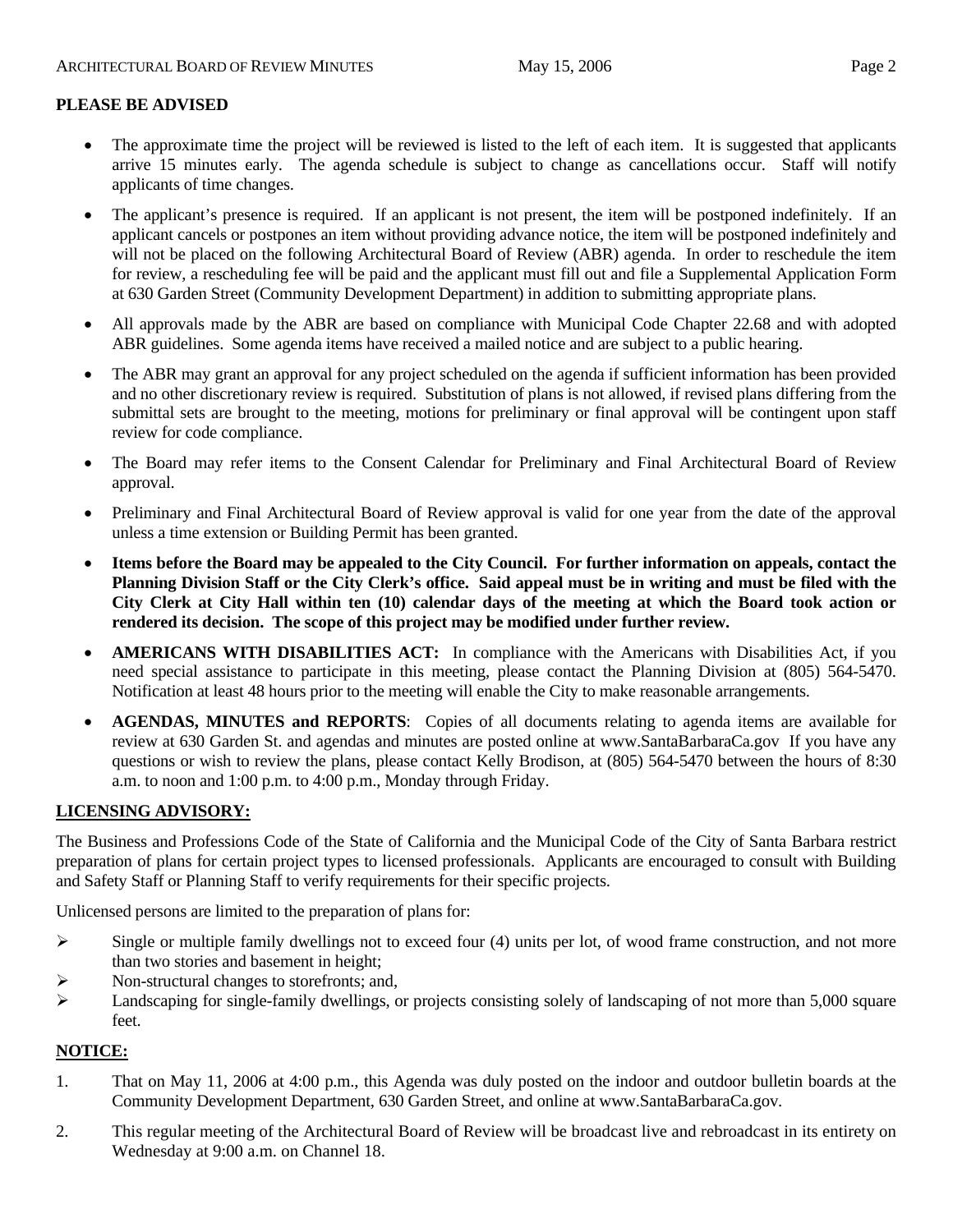**PLEASE BE ADVISED**

- The approximate time the project will be reviewed is listed to the left of each item. It is suggested that applicants arrive 15 minutes early. The agenda schedule is subject to change as cancellations occur. Staff will notify applicants of time changes.
- The applicant's presence is required. If an applicant is not present, the item will be postponed indefinitely. If an applicant cancels or postpones an item without providing advance notice, the item will be postponed indefinitely and will not be placed on the following Architectural Board of Review (ABR) agenda. In order to reschedule the item for review, a rescheduling fee will be paid and the applicant must fill out and file a Supplemental Application Form at 630 Garden Street (Community Development Department) in addition to submitting appropriate plans.
- All approvals made by the ABR are based on compliance with Municipal Code Chapter 22.68 and with adopted ABR guidelines. Some agenda items have received a mailed notice and are subject to a public hearing.
- The ABR may grant an approval for any project scheduled on the agenda if sufficient information has been provided and no other discretionary review is required. Substitution of plans is not allowed, if revised plans differing from the submittal sets are brought to the meeting, motions for preliminary or final approval will be contingent upon staff review for code compliance.
- The Board may refer items to the Consent Calendar for Preliminary and Final Architectural Board of Review approval.
- Preliminary and Final Architectural Board of Review approval is valid for one year from the date of the approval unless a time extension or Building Permit has been granted.
- **Items before the Board may be appealed to the City Council. For further information on appeals, contact the Planning Division Staff or the City Clerk's office. Said appeal must be in writing and must be filed with the City Clerk at City Hall within ten (10) calendar days of the meeting at which the Board took action or rendered its decision. The scope of this project may be modified under further review.**
- **AMERICANS WITH DISABILITIES ACT:** In compliance with the Americans with Disabilities Act, if you need special assistance to participate in this meeting, please contact the Planning Division at (805) 564-5470. Notification at least 48 hours prior to the meeting will enable the City to make reasonable arrangements.
- **AGENDAS, MINUTES and REPORTS**: Copies of all documents relating to agenda items are available for review at 630 Garden St. and agendas and minutes are posted online at www.SantaBarbaraCa.gov If you have any questions or wish to review the plans, please contact Kelly Brodison, at (805) 564-5470 between the hours of 8:30 a.m. to noon and 1:00 p.m. to 4:00 p.m., Monday through Friday.

**LICENSING ADVISORY:**

The Business and Professions Code of the State of California and the Municipal Code of the City of Santa Barbara restrict preparation of plans for certain project types to licensed professionals. Applicants are encouraged to consult with Building and Safety Staff or Planning Staff to verify requirements for their specific projects.

Unlicensed persons are limited to the preparation of plans for:

- Single or multiple family dwellings not to exceed four (4) units per lot, of wood frame construction, and not more than two stories and basement in height;
- Non-structural changes to storefronts; and,
- Landscaping for single-family dwellings, or projects consisting solely of landscaping of not more than 5,000 square feet.

**NOTICE:**

1. That on May 11, 2006 at 4:00 p.m., this Agenda was duly posted on the indoor and outdoor bulletin boards at the Community Development Department, 630 Garden Street, and online at www.SantaBarbaraCa.gov.
2. This regular meeting of the Architectural Board of Review will be broadcast live and rebroadcast in its entirety on Wednesday at 9:00 a.m. on Channel 18.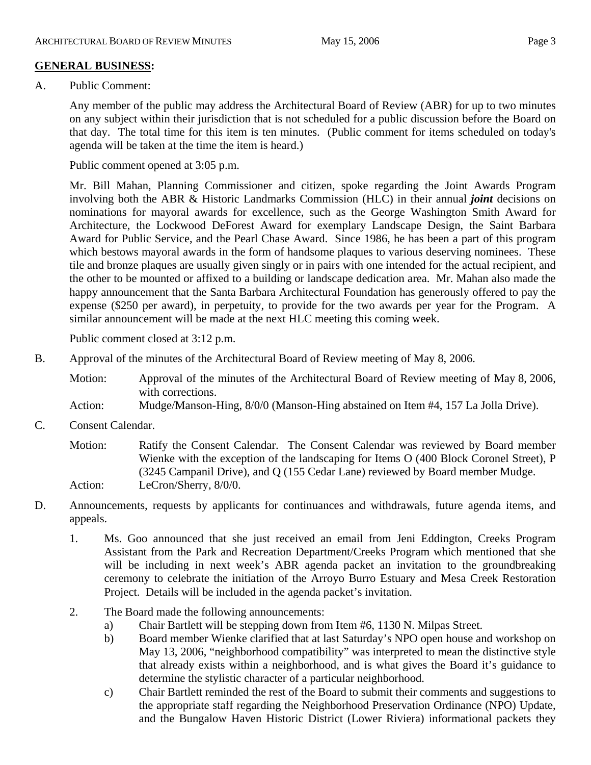## GENERAL BUSINESS:

A. Public Comment:

Any member of the public may address the Architectural Board of Review (ABR) for up to two minutes on any subject within their jurisdiction that is not scheduled for a public discussion before the Board on that day. The total time for this item is ten minutes. (Public comment for items scheduled on today's agenda will be taken at the time the item is heard.)

Public comment opened at 3:05 p.m.

Mr. Bill Mahan, Planning Commissioner and citizen, spoke regarding the Joint Awards Program involving both the ABR & Historic Landmarks Commission (HLC) in their annual ***joint*** decisions on nominations for mayoral awards for excellence, such as the George Washington Smith Award for Architecture, the Lockwood DeForest Award for exemplary Landscape Design, the Saint Barbara Award for Public Service, and the Pearl Chase Award. Since 1986, he has been a part of this program which bestows mayoral awards in the form of handsome plaques to various deserving nominees. These tile and bronze plaques are usually given singly or in pairs with one intended for the actual recipient, and the other to be mounted or affixed to a building or landscape dedication area. Mr. Mahan also made the happy announcement that the Santa Barbara Architectural Foundation has generously offered to pay the expense ($250 per award), in perpetuity, to provide for the two awards per year for the Program. A similar announcement will be made at the next HLC meeting this coming week.

Public comment closed at 3:12 p.m.

B. Approval of the minutes of the Architectural Board of Review meeting of May 8, 2006.

Motion: Approval of the minutes of the Architectural Board of Review meeting of May 8, 2006, with corrections.
Action: Mudge/Manson-Hing, 8/0/0 (Manson-Hing abstained on Item #4, 157 La Jolla Drive).

C. Consent Calendar.

Motion: Ratify the Consent Calendar. The Consent Calendar was reviewed by Board member Wienke with the exception of the landscaping for Items O (400 Block Coronel Street), P (3245 Campanil Drive), and Q (155 Cedar Lane) reviewed by Board member Mudge.
Action: LeCron/Sherry, 8/0/0.

D. Announcements, requests by applicants for continuances and withdrawals, future agenda items, and appeals.

1. Ms. Goo announced that she just received an email from Jeni Eddington, Creeks Program Assistant from the Park and Recreation Department/Creeks Program which mentioned that she will be including in next week's ABR agenda packet an invitation to the groundbreaking ceremony to celebrate the initiation of the Arroyo Burro Estuary and Mesa Creek Restoration Project. Details will be included in the agenda packet's invitation.

2. The Board made the following announcements:
   a) Chair Bartlett will be stepping down from Item #6, 1130 N. Milpas Street.
   b) Board member Wienke clarified that at last Saturday's NPO open house and workshop on May 13, 2006, "neighborhood compatibility" was interpreted to mean the distinctive style that already exists within a neighborhood, and is what gives the Board it's guidance to determine the stylistic character of a particular neighborhood.
   c) Chair Bartlett reminded the rest of the Board to submit their comments and suggestions to the appropriate staff regarding the Neighborhood Preservation Ordinance (NPO) Update, and the Bungalow Haven Historic District (Lower Riviera) informational packets they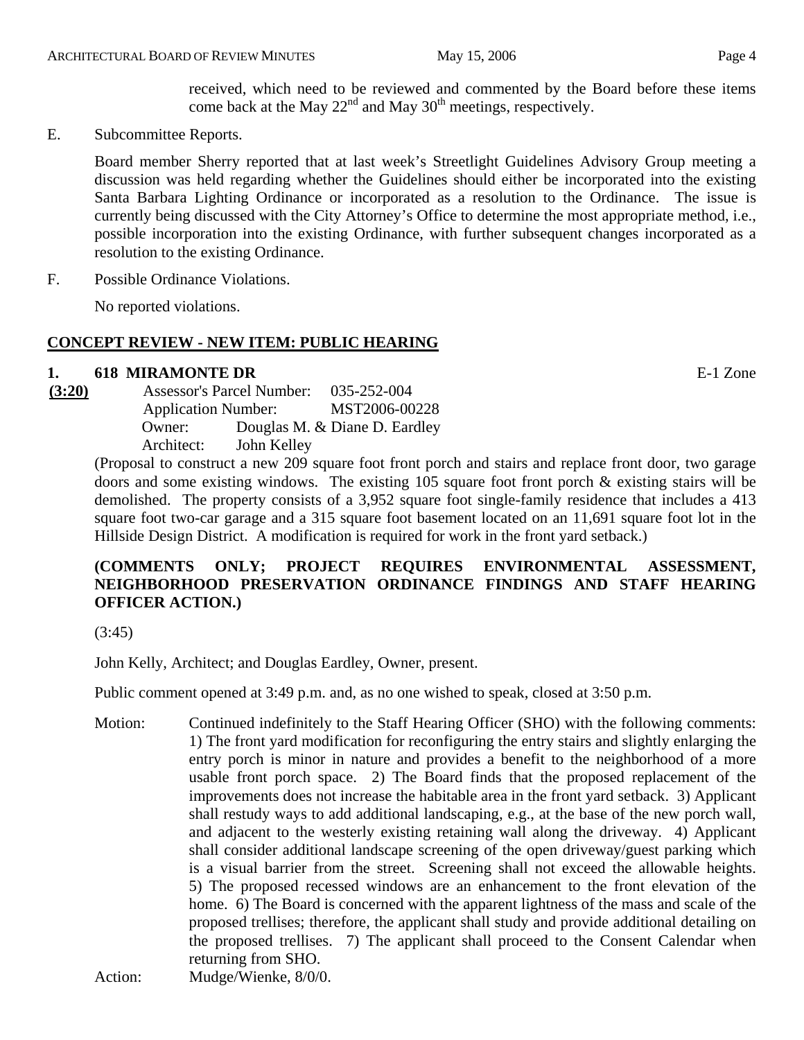received, which need to be reviewed and commented by the Board before these items come back at the May 22nd and May 30th meetings, respectively.

E. Subcommittee Reports.

Board member Sherry reported that at last week's Streetlight Guidelines Advisory Group meeting a discussion was held regarding whether the Guidelines should either be incorporated into the existing Santa Barbara Lighting Ordinance or incorporated as a resolution to the Ordinance. The issue is currently being discussed with the City Attorney's Office to determine the most appropriate method, i.e., possible incorporation into the existing Ordinance, with further subsequent changes incorporated as a resolution to the existing Ordinance.

F. Possible Ordinance Violations.

No reported violations.

## CONCEPT REVIEW - NEW ITEM: PUBLIC HEARING

**1. 618 MIRAMONTE DR** E-1 Zone

**(3:20)**
Assessor's Parcel Number: 035-252-004
Application Number: MST2006-00228
Owner: Douglas M. & Diane D. Eardley
Architect: John Kelley

(Proposal to construct a new 209 square foot front porch and stairs and replace front door, two garage doors and some existing windows. The existing 105 square foot front porch & existing stairs will be demolished. The property consists of a 3,952 square foot single-family residence that includes a 413 square foot two-car garage and a 315 square foot basement located on an 11,691 square foot lot in the Hillside Design District. A modification is required for work in the front yard setback.)

**(COMMENTS ONLY; PROJECT REQUIRES ENVIRONMENTAL ASSESSMENT, NEIGHBORHOOD PRESERVATION ORDINANCE FINDINGS AND STAFF HEARING OFFICER ACTION.)**

(3:45)

John Kelly, Architect; and Douglas Eardley, Owner, present.

Public comment opened at 3:49 p.m. and, as no one wished to speak, closed at 3:50 p.m.

Motion: Continued indefinitely to the Staff Hearing Officer (SHO) with the following comments: 1) The front yard modification for reconfiguring the entry stairs and slightly enlarging the entry porch is minor in nature and provides a benefit to the neighborhood of a more usable front porch space. 2) The Board finds that the proposed replacement of the improvements does not increase the habitable area in the front yard setback. 3) Applicant shall restudy ways to add additional landscaping, e.g., at the base of the new porch wall, and adjacent to the westerly existing retaining wall along the driveway. 4) Applicant shall consider additional landscape screening of the open driveway/guest parking which is a visual barrier from the street. Screening shall not exceed the allowable heights. 5) The proposed recessed windows are an enhancement to the front elevation of the home. 6) The Board is concerned with the apparent lightness of the mass and scale of the proposed trellises; therefore, the applicant shall study and provide additional detailing on the proposed trellises. 7) The applicant shall proceed to the Consent Calendar when returning from SHO.

Action: Mudge/Wienke, 8/0/0.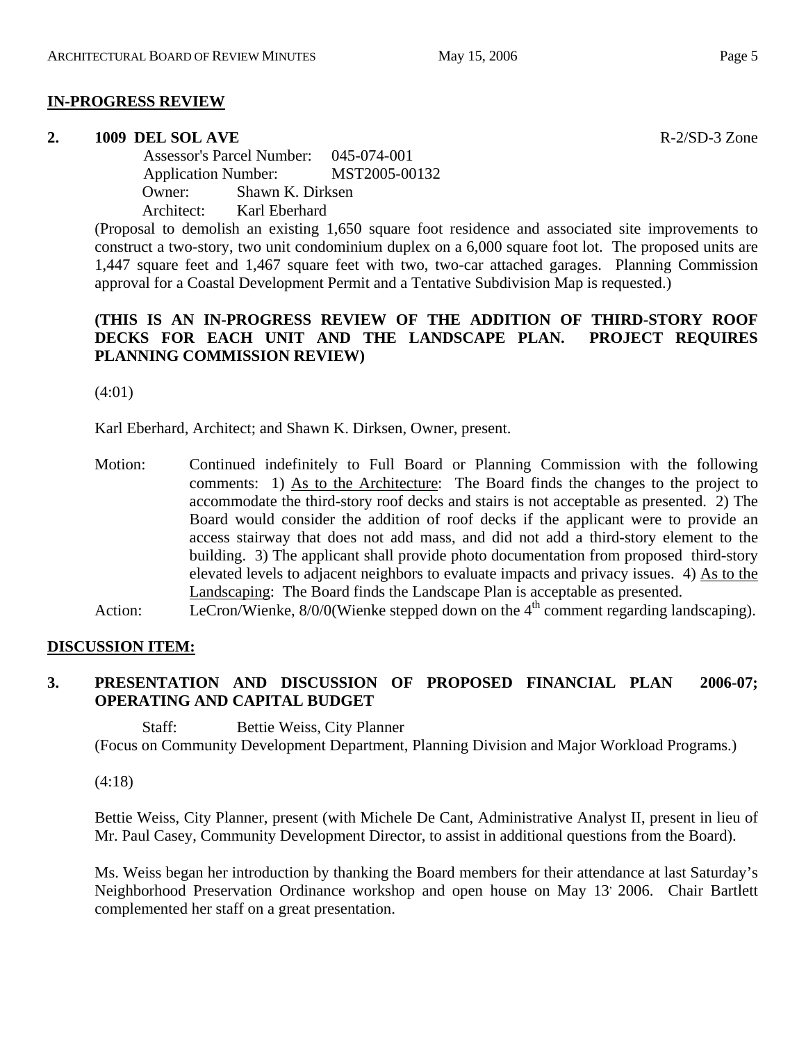## IN-PROGRESS REVIEW

**2. 1009 DEL SOL AVE** R-2/SD-3 Zone

Assessor's Parcel Number: 045-074-001
Application Number: MST2005-00132
Owner: Shawn K. Dirksen
Architect: Karl Eberhard

(Proposal to demolish an existing 1,650 square foot residence and associated site improvements to construct a two-story, two unit condominium duplex on a 6,000 square foot lot. The proposed units are 1,447 square feet and 1,467 square feet with two, two-car attached garages. Planning Commission approval for a Coastal Development Permit and a Tentative Subdivision Map is requested.)

**(THIS IS AN IN-PROGRESS REVIEW OF THE ADDITION OF THIRD-STORY ROOF DECKS FOR EACH UNIT AND THE LANDSCAPE PLAN. PROJECT REQUIRES PLANNING COMMISSION REVIEW)**

(4:01)

Karl Eberhard, Architect; and Shawn K. Dirksen, Owner, present.

Motion: Continued indefinitely to Full Board or Planning Commission with the following comments: 1) As to the Architecture: The Board finds the changes to the project to accommodate the third-story roof decks and stairs is not acceptable as presented. 2) The Board would consider the addition of roof decks if the applicant were to provide an access stairway that does not add mass, and did not add a third-story element to the building. 3) The applicant shall provide photo documentation from proposed third-story elevated levels to adjacent neighbors to evaluate impacts and privacy issues. 4) As to the Landscaping: The Board finds the Landscape Plan is acceptable as presented.

Action: LeCron/Wienke, 8/0/0(Wienke stepped down on the 4th comment regarding landscaping).

## DISCUSSION ITEM:

**3. PRESENTATION AND DISCUSSION OF PROPOSED FINANCIAL PLAN 2006-07; OPERATING AND CAPITAL BUDGET**

Staff: Bettie Weiss, City Planner

(Focus on Community Development Department, Planning Division and Major Workload Programs.)

(4:18)

Bettie Weiss, City Planner, present (with Michele De Cant, Administrative Analyst II, present in lieu of Mr. Paul Casey, Community Development Director, to assist in additional questions from the Board).

Ms. Weiss began her introduction by thanking the Board members for their attendance at last Saturday's Neighborhood Preservation Ordinance workshop and open house on May 13, 2006. Chair Bartlett complemented her staff on a great presentation.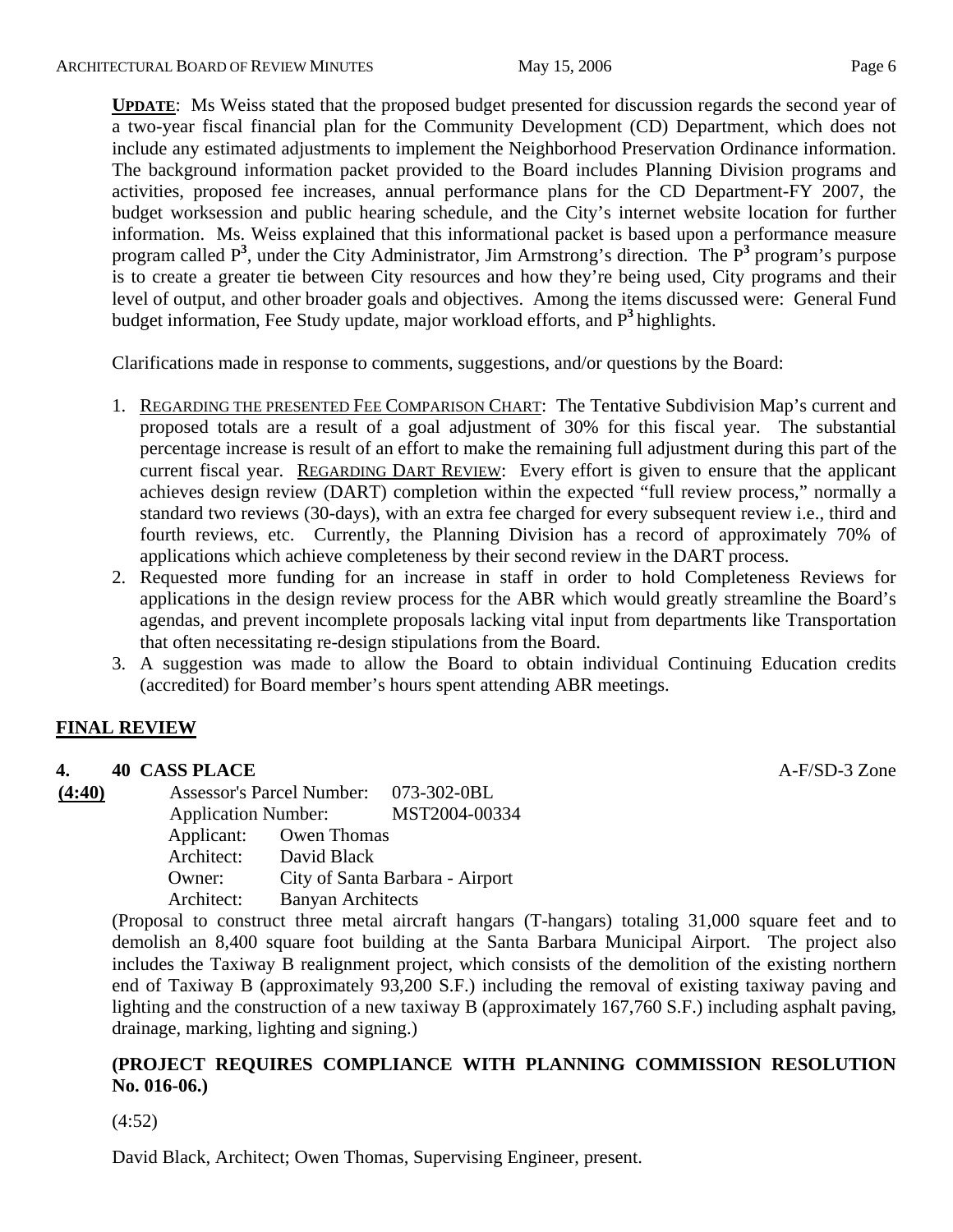**UPDATE**: Ms Weiss stated that the proposed budget presented for discussion regards the second year of a two-year fiscal financial plan for the Community Development (CD) Department, which does not include any estimated adjustments to implement the Neighborhood Preservation Ordinance information. The background information packet provided to the Board includes Planning Division programs and activities, proposed fee increases, annual performance plans for the CD Department-FY 2007, the budget worksession and public hearing schedule, and the City's internet website location for further information. Ms. Weiss explained that this informational packet is based upon a performance measure program called $P^3$, under the City Administrator, Jim Armstrong's direction. The $P^3$ program's purpose is to create a greater tie between City resources and how they're being used, City programs and their level of output, and other broader goals and objectives. Among the items discussed were: General Fund budget information, Fee Study update, major workload efforts, and $P^3$ highlights.

Clarifications made in response to comments, suggestions, and/or questions by the Board:

1. REGARDING THE PRESENTED FEE COMPARISON CHART: The Tentative Subdivision Map's current and proposed totals are a result of a goal adjustment of 30% for this fiscal year. The substantial percentage increase is result of an effort to make the remaining full adjustment during this part of the current fiscal year. REGARDING DART REVIEW: Every effort is given to ensure that the applicant achieves design review (DART) completion within the expected "full review process," normally a standard two reviews (30-days), with an extra fee charged for every subsequent review i.e., third and fourth reviews, etc. Currently, the Planning Division has a record of approximately 70% of applications which achieve completeness by their second review in the DART process.
2. Requested more funding for an increase in staff in order to hold Completeness Reviews for applications in the design review process for the ABR which would greatly streamline the Board's agendas, and prevent incomplete proposals lacking vital input from departments like Transportation that often necessitating re-design stipulations from the Board.
3. A suggestion was made to allow the Board to obtain individual Continuing Education credits (accredited) for Board member's hours spent attending ABR meetings.

## FINAL REVIEW

**4. 40 CASS PLACE** A-F/SD-3 Zone

**(4:40)**

Assessor's Parcel Number: 073-302-0BL
Application Number: MST2004-00334
Applicant: Owen Thomas
Architect: David Black
Owner: City of Santa Barbara - Airport
Architect: Banyan Architects

(Proposal to construct three metal aircraft hangars (T-hangars) totaling 31,000 square feet and to demolish an 8,400 square foot building at the Santa Barbara Municipal Airport. The project also includes the Taxiway B realignment project, which consists of the demolition of the existing northern end of Taxiway B (approximately 93,200 S.F.) including the removal of existing taxiway paving and lighting and the construction of a new taxiway B (approximately 167,760 S.F.) including asphalt paving, drainage, marking, lighting and signing.)

**(PROJECT REQUIRES COMPLIANCE WITH PLANNING COMMISSION RESOLUTION No. 016-06.)**

(4:52)

David Black, Architect; Owen Thomas, Supervising Engineer, present.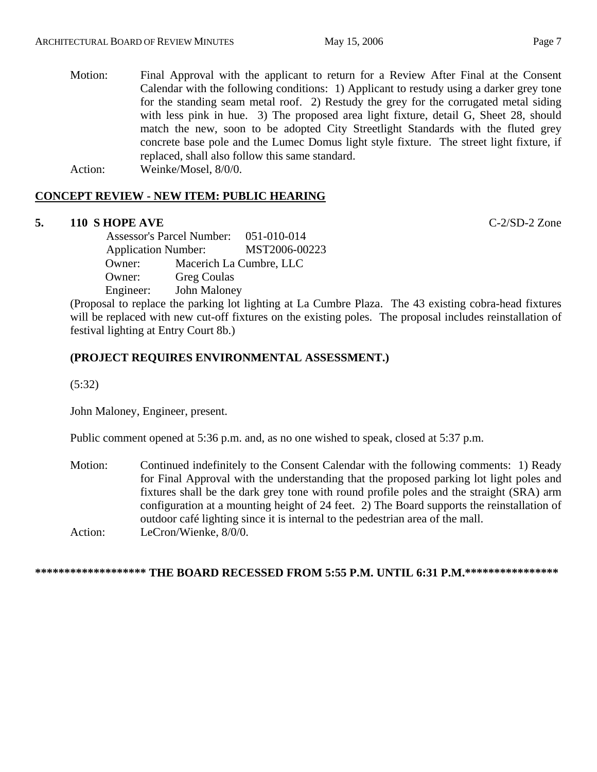Motion: Final Approval with the applicant to return for a Review After Final at the Consent Calendar with the following conditions: 1) Applicant to restudy using a darker grey tone for the standing seam metal roof. 2) Restudy the grey for the corrugated metal siding with less pink in hue. 3) The proposed area light fixture, detail G, Sheet 28, should match the new, soon to be adopted City Streetlight Standards with the fluted grey concrete base pole and the Lumec Domus light style fixture. The street light fixture, if replaced, shall also follow this same standard.

Action: Weinke/Mosel, 8/0/0.

## CONCEPT REVIEW - NEW ITEM: PUBLIC HEARING

**5. 110 S HOPE AVE** C-2/SD-2 Zone

Assessor's Parcel Number: 051-010-014
Application Number: MST2006-00223
Owner: Macerich La Cumbre, LLC
Owner: Greg Coulas
Engineer: John Maloney

(Proposal to replace the parking lot lighting at La Cumbre Plaza. The 43 existing cobra-head fixtures will be replaced with new cut-off fixtures on the existing poles. The proposal includes reinstallation of festival lighting at Entry Court 8b.)

**(PROJECT REQUIRES ENVIRONMENTAL ASSESSMENT.)**

(5:32)

John Maloney, Engineer, present.

Public comment opened at 5:36 p.m. and, as no one wished to speak, closed at 5:37 p.m.

Motion: Continued indefinitely to the Consent Calendar with the following comments: 1) Ready for Final Approval with the understanding that the proposed parking lot light poles and fixtures shall be the dark grey tone with round profile poles and the straight (SRA) arm configuration at a mounting height of 24 feet. 2) The Board supports the reinstallation of outdoor café lighting since it is internal to the pedestrian area of the mall.

Action: LeCron/Wienke, 8/0/0.

**\*\*\*\*\*\*\*\*\*\*\*\*\*\*\*\*\*\* THE BOARD RECESSED FROM 5:55 P.M. UNTIL 6:31 P.M.\*\*\*\*\*\*\*\*\*\*\*\*\*\*\*\***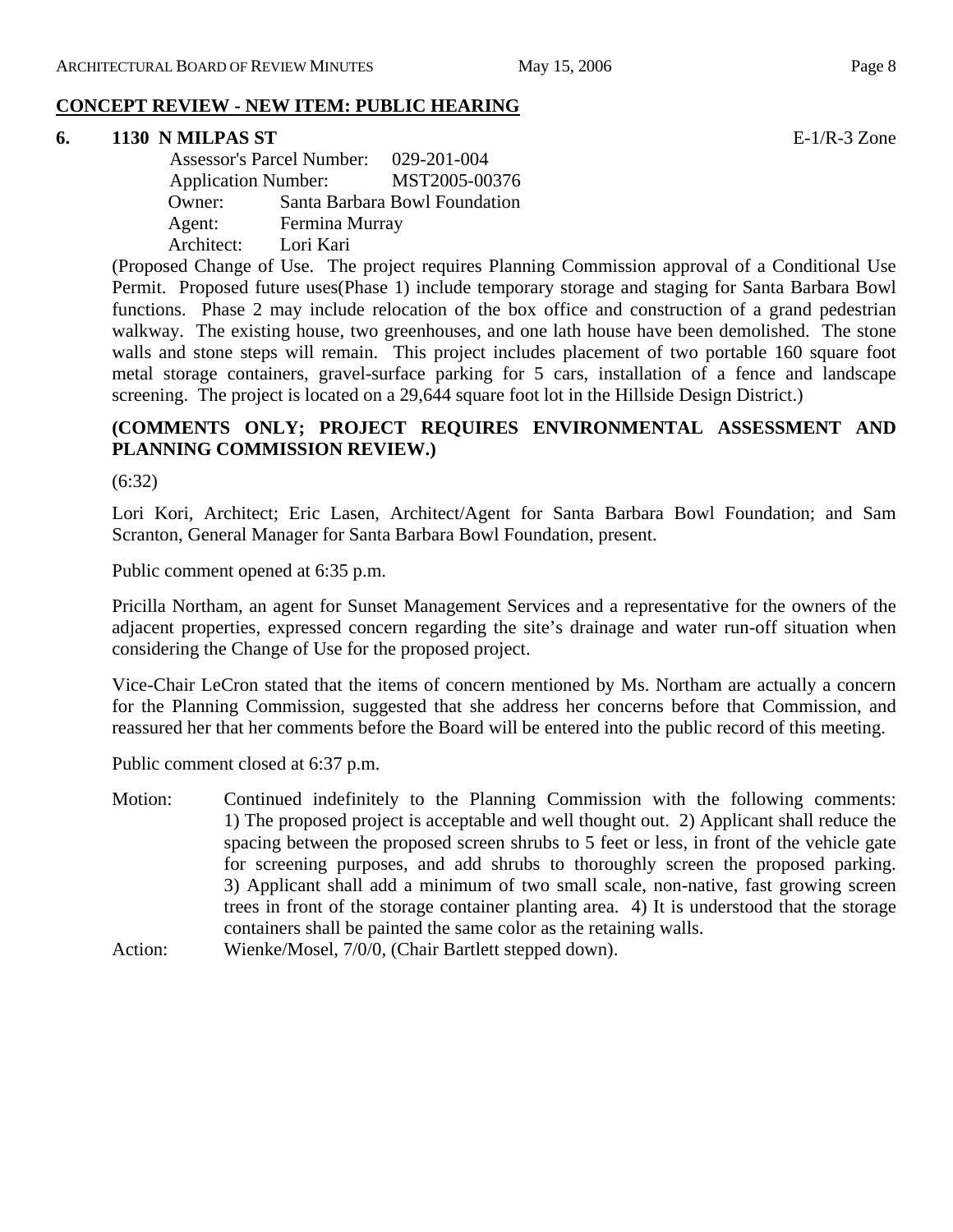## CONCEPT REVIEW - NEW ITEM: PUBLIC HEARING

**6. 1130 N MILPAS ST** E-1/R-3 Zone

Assessor's Parcel Number: 029-201-004
Application Number: MST2005-00376
Owner: Santa Barbara Bowl Foundation
Agent: Fermina Murray
Architect: Lori Kari

(Proposed Change of Use. The project requires Planning Commission approval of a Conditional Use Permit. Proposed future uses(Phase 1) include temporary storage and staging for Santa Barbara Bowl functions. Phase 2 may include relocation of the box office and construction of a grand pedestrian walkway. The existing house, two greenhouses, and one lath house have been demolished. The stone walls and stone steps will remain. This project includes placement of two portable 160 square foot metal storage containers, gravel-surface parking for 5 cars, installation of a fence and landscape screening. The project is located on a 29,644 square foot lot in the Hillside Design District.)

**(COMMENTS ONLY; PROJECT REQUIRES ENVIRONMENTAL ASSESSMENT AND PLANNING COMMISSION REVIEW.)**

(6:32)

Lori Kori, Architect; Eric Lasen, Architect/Agent for Santa Barbara Bowl Foundation; and Sam Scranton, General Manager for Santa Barbara Bowl Foundation, present.

Public comment opened at 6:35 p.m.

Pricilla Northam, an agent for Sunset Management Services and a representative for the owners of the adjacent properties, expressed concern regarding the site's drainage and water run-off situation when considering the Change of Use for the proposed project.

Vice-Chair LeCron stated that the items of concern mentioned by Ms. Northam are actually a concern for the Planning Commission, suggested that she address her concerns before that Commission, and reassured her that her comments before the Board will be entered into the public record of this meeting.

Public comment closed at 6:37 p.m.

Motion: Continued indefinitely to the Planning Commission with the following comments: 1) The proposed project is acceptable and well thought out. 2) Applicant shall reduce the spacing between the proposed screen shrubs to 5 feet or less, in front of the vehicle gate for screening purposes, and add shrubs to thoroughly screen the proposed parking. 3) Applicant shall add a minimum of two small scale, non-native, fast growing screen trees in front of the storage container planting area. 4) It is understood that the storage containers shall be painted the same color as the retaining walls.

Action: Wienke/Mosel, 7/0/0, (Chair Bartlett stepped down).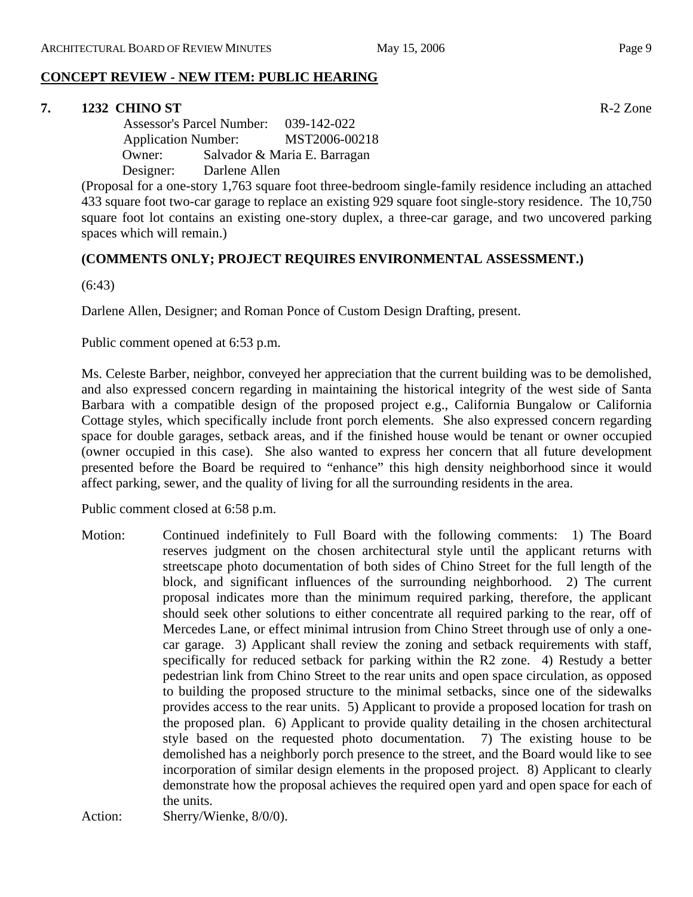## CONCEPT REVIEW - NEW ITEM: PUBLIC HEARING

**7. 1232 CHINO ST** R-2 Zone

Assessor's Parcel Number: 039-142-022
Application Number: MST2006-00218
Owner: Salvador & Maria E. Barragan
Designer: Darlene Allen

(Proposal for a one-story 1,763 square foot three-bedroom single-family residence including an attached 433 square foot two-car garage to replace an existing 929 square foot single-story residence. The 10,750 square foot lot contains an existing one-story duplex, a three-car garage, and two uncovered parking spaces which will remain.)

**(COMMENTS ONLY; PROJECT REQUIRES ENVIRONMENTAL ASSESSMENT.)**

(6:43)

Darlene Allen, Designer; and Roman Ponce of Custom Design Drafting, present.

Public comment opened at 6:53 p.m.

Ms. Celeste Barber, neighbor, conveyed her appreciation that the current building was to be demolished, and also expressed concern regarding in maintaining the historical integrity of the west side of Santa Barbara with a compatible design of the proposed project e.g., California Bungalow or California Cottage styles, which specifically include front porch elements. She also expressed concern regarding space for double garages, setback areas, and if the finished house would be tenant or owner occupied (owner occupied in this case). She also wanted to express her concern that all future development presented before the Board be required to "enhance" this high density neighborhood since it would affect parking, sewer, and the quality of living for all the surrounding residents in the area.

Public comment closed at 6:58 p.m.

Motion: Continued indefinitely to Full Board with the following comments: 1) The Board reserves judgment on the chosen architectural style until the applicant returns with streetscape photo documentation of both sides of Chino Street for the full length of the block, and significant influences of the surrounding neighborhood. 2) The current proposal indicates more than the minimum required parking, therefore, the applicant should seek other solutions to either concentrate all required parking to the rear, off of Mercedes Lane, or effect minimal intrusion from Chino Street through use of only a one-car garage. 3) Applicant shall review the zoning and setback requirements with staff, specifically for reduced setback for parking within the R2 zone. 4) Restudy a better pedestrian link from Chino Street to the rear units and open space circulation, as opposed to building the proposed structure to the minimal setbacks, since one of the sidewalks provides access to the rear units. 5) Applicant to provide a proposed location for trash on the proposed plan. 6) Applicant to provide quality detailing in the chosen architectural style based on the requested photo documentation. 7) The existing house to be demolished has a neighborly porch presence to the street, and the Board would like to see incorporation of similar design elements in the proposed project. 8) Applicant to clearly demonstrate how the proposal achieves the required open yard and open space for each of the units.

Action: Sherry/Wienke, 8/0/0).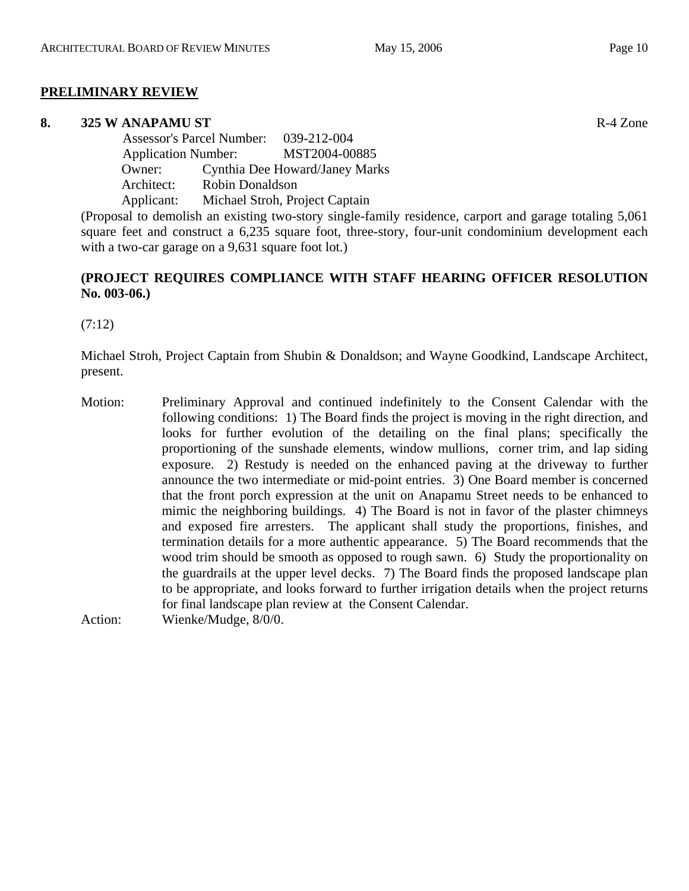## PRELIMINARY REVIEW

**8. 325 W ANAPAMU ST** R-4 Zone

Assessor's Parcel Number: 039-212-004
Application Number: MST2004-00885
Owner: Cynthia Dee Howard/Janey Marks
Architect: Robin Donaldson
Applicant: Michael Stroh, Project Captain

(Proposal to demolish an existing two-story single-family residence, carport and garage totaling 5,061 square feet and construct a 6,235 square foot, three-story, four-unit condominium development each with a two-car garage on a 9,631 square foot lot.)

**(PROJECT REQUIRES COMPLIANCE WITH STAFF HEARING OFFICER RESOLUTION No. 003-06.)**

(7:12)

Michael Stroh, Project Captain from Shubin & Donaldson; and Wayne Goodkind, Landscape Architect, present.

Motion: Preliminary Approval and continued indefinitely to the Consent Calendar with the following conditions: 1) The Board finds the project is moving in the right direction, and looks for further evolution of the detailing on the final plans; specifically the proportioning of the sunshade elements, window mullions, corner trim, and lap siding exposure. 2) Restudy is needed on the enhanced paving at the driveway to further announce the two intermediate or mid-point entries. 3) One Board member is concerned that the front porch expression at the unit on Anapamu Street needs to be enhanced to mimic the neighboring buildings. 4) The Board is not in favor of the plaster chimneys and exposed fire arresters. The applicant shall study the proportions, finishes, and termination details for a more authentic appearance. 5) The Board recommends that the wood trim should be smooth as opposed to rough sawn. 6) Study the proportionality on the guardrails at the upper level decks. 7) The Board finds the proposed landscape plan to be appropriate, and looks forward to further irrigation details when the project returns for final landscape plan review at the Consent Calendar.

Action: Wienke/Mudge, 8/0/0.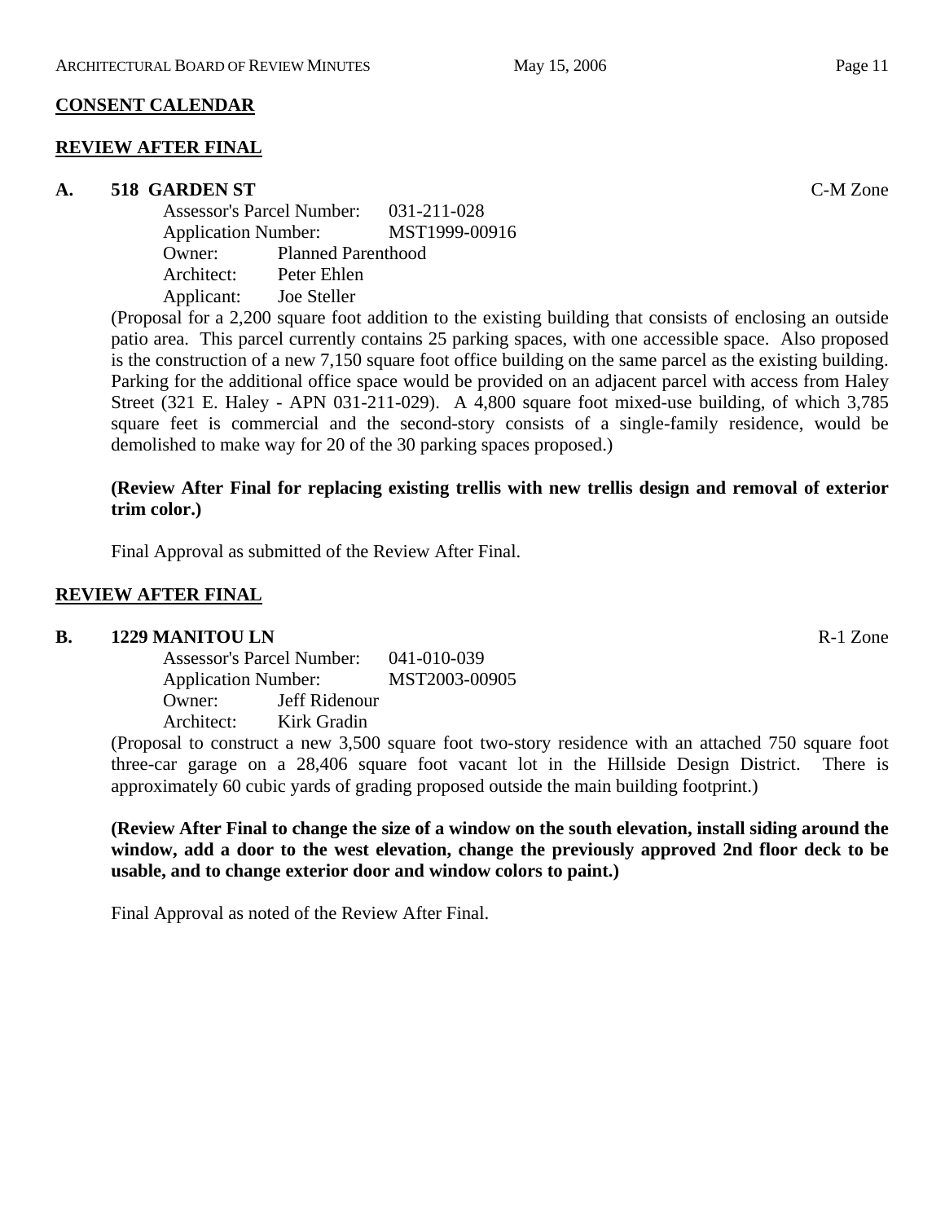## CONSENT CALENDAR

## REVIEW AFTER FINAL

### A. 518 GARDEN ST — C-M Zone

Assessor's Parcel Number: 031-211-028
Application Number: MST1999-00916
Owner: Planned Parenthood
Architect: Peter Ehlen
Applicant: Joe Steller

(Proposal for a 2,200 square foot addition to the existing building that consists of enclosing an outside patio area. This parcel currently contains 25 parking spaces, with one accessible space. Also proposed is the construction of a new 7,150 square foot office building on the same parcel as the existing building. Parking for the additional office space would be provided on an adjacent parcel with access from Haley Street (321 E. Haley - APN 031-211-029). A 4,800 square foot mixed-use building, of which 3,785 square feet is commercial and the second-story consists of a single-family residence, would be demolished to make way for 20 of the 30 parking spaces proposed.)

**(Review After Final for replacing existing trellis with new trellis design and removal of exterior trim color.)**

Final Approval as submitted of the Review After Final.

## REVIEW AFTER FINAL

### B. 1229 MANITOU LN — R-1 Zone

Assessor's Parcel Number: 041-010-039
Application Number: MST2003-00905
Owner: Jeff Ridenour
Architect: Kirk Gradin

(Proposal to construct a new 3,500 square foot two-story residence with an attached 750 square foot three-car garage on a 28,406 square foot vacant lot in the Hillside Design District. There is approximately 60 cubic yards of grading proposed outside the main building footprint.)

**(Review After Final to change the size of a window on the south elevation, install siding around the window, add a door to the west elevation, change the previously approved 2nd floor deck to be usable, and to change exterior door and window colors to paint.)**

Final Approval as noted of the Review After Final.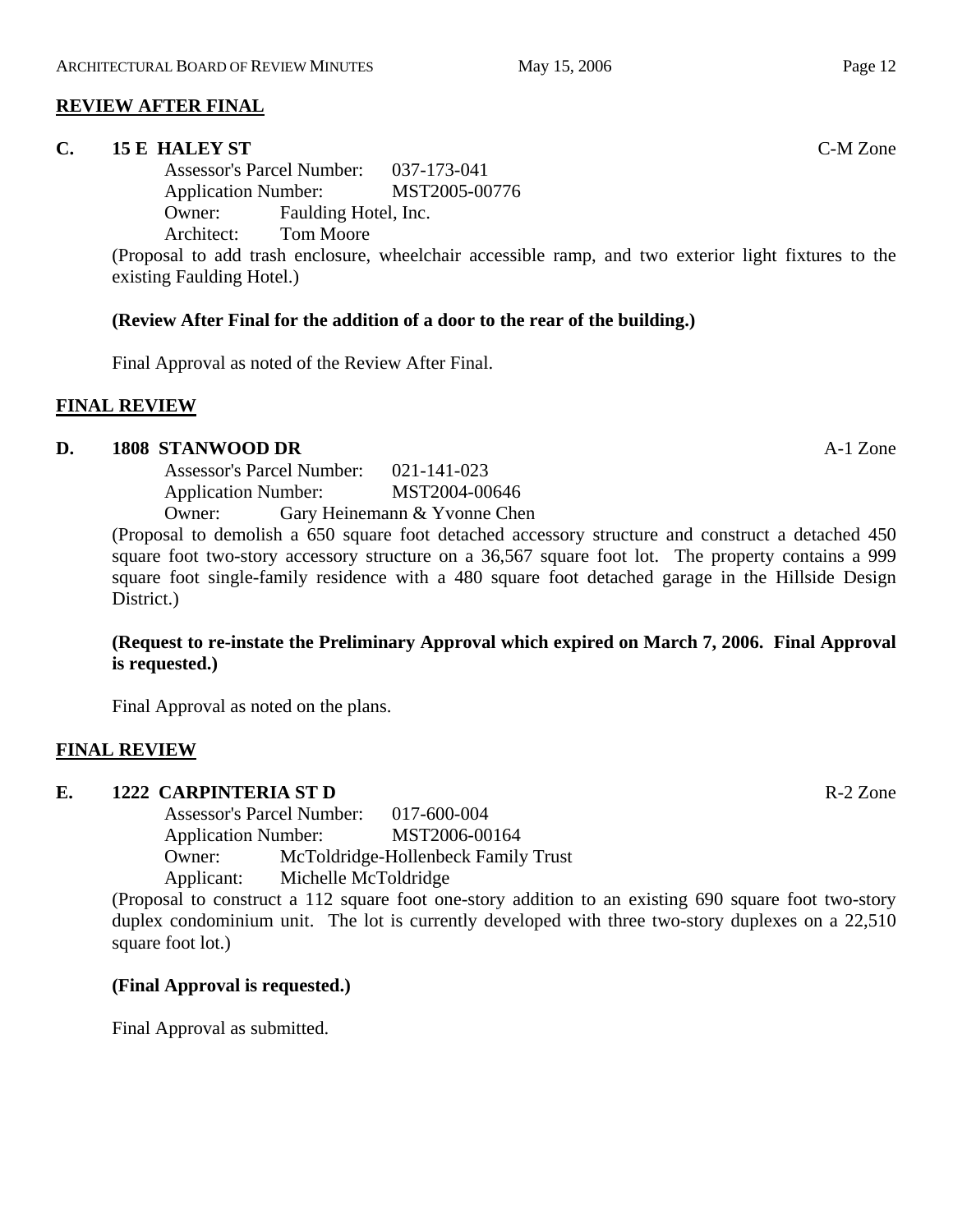## REVIEW AFTER FINAL

**C. 15 E HALEY ST** C-M Zone

Assessor's Parcel Number: 037-173-041
Application Number: MST2005-00776
Owner: Faulding Hotel, Inc.
Architect: Tom Moore

(Proposal to add trash enclosure, wheelchair accessible ramp, and two exterior light fixtures to the existing Faulding Hotel.)

**(Review After Final for the addition of a door to the rear of the building.)**

Final Approval as noted of the Review After Final.

## FINAL REVIEW

**D. 1808 STANWOOD DR** A-1 Zone

Assessor's Parcel Number: 021-141-023
Application Number: MST2004-00646
Owner: Gary Heinemann & Yvonne Chen

(Proposal to demolish a 650 square foot detached accessory structure and construct a detached 450 square foot two-story accessory structure on a 36,567 square foot lot. The property contains a 999 square foot single-family residence with a 480 square foot detached garage in the Hillside Design District.)

**(Request to re-instate the Preliminary Approval which expired on March 7, 2006. Final Approval is requested.)**

Final Approval as noted on the plans.

## FINAL REVIEW

**E. 1222 CARPINTERIA ST D** R-2 Zone

Assessor's Parcel Number: 017-600-004
Application Number: MST2006-00164
Owner: McToldridge-Hollenbeck Family Trust
Applicant: Michelle McToldridge

(Proposal to construct a 112 square foot one-story addition to an existing 690 square foot two-story duplex condominium unit. The lot is currently developed with three two-story duplexes on a 22,510 square foot lot.)

**(Final Approval is requested.)**

Final Approval as submitted.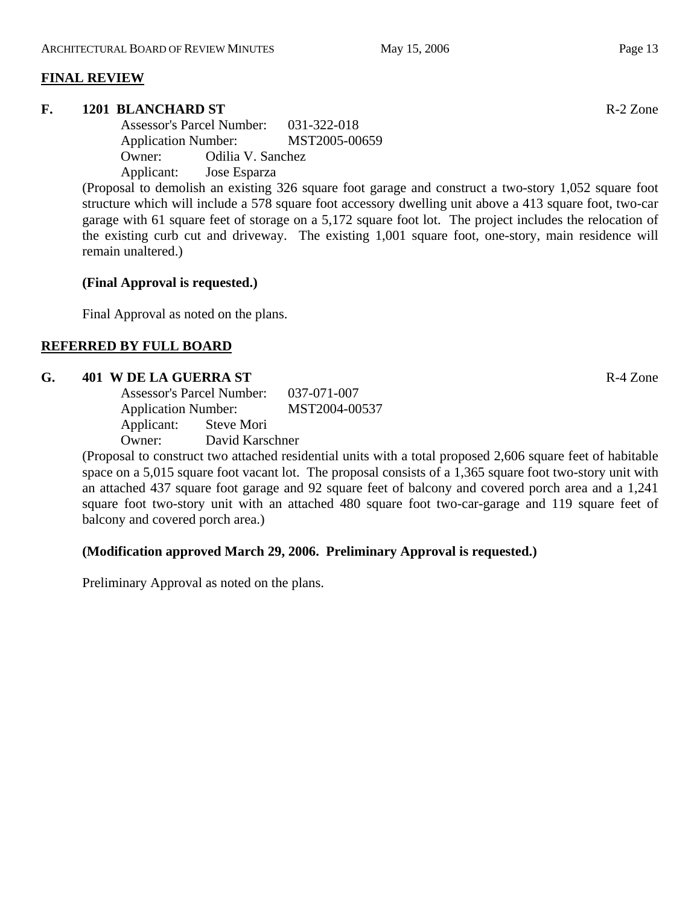## FINAL REVIEW

### F. 1201 BLANCHARD ST R-2 Zone

Assessor's Parcel Number: 031-322-018
Application Number: MST2005-00659
Owner: Odilia V. Sanchez
Applicant: Jose Esparza

(Proposal to demolish an existing 326 square foot garage and construct a two-story 1,052 square foot structure which will include a 578 square foot accessory dwelling unit above a 413 square foot, two-car garage with 61 square feet of storage on a 5,172 square foot lot. The project includes the relocation of the existing curb cut and driveway. The existing 1,001 square foot, one-story, main residence will remain unaltered.)

**(Final Approval is requested.)**

Final Approval as noted on the plans.

## REFERRED BY FULL BOARD

### G. 401 W DE LA GUERRA ST R-4 Zone

Assessor's Parcel Number: 037-071-007
Application Number: MST2004-00537
Applicant: Steve Mori
Owner: David Karschner

(Proposal to construct two attached residential units with a total proposed 2,606 square feet of habitable space on a 5,015 square foot vacant lot. The proposal consists of a 1,365 square foot two-story unit with an attached 437 square foot garage and 92 square feet of balcony and covered porch area and a 1,241 square foot two-story unit with an attached 480 square foot two-car-garage and 119 square feet of balcony and covered porch area.)

**(Modification approved March 29, 2006. Preliminary Approval is requested.)**

Preliminary Approval as noted on the plans.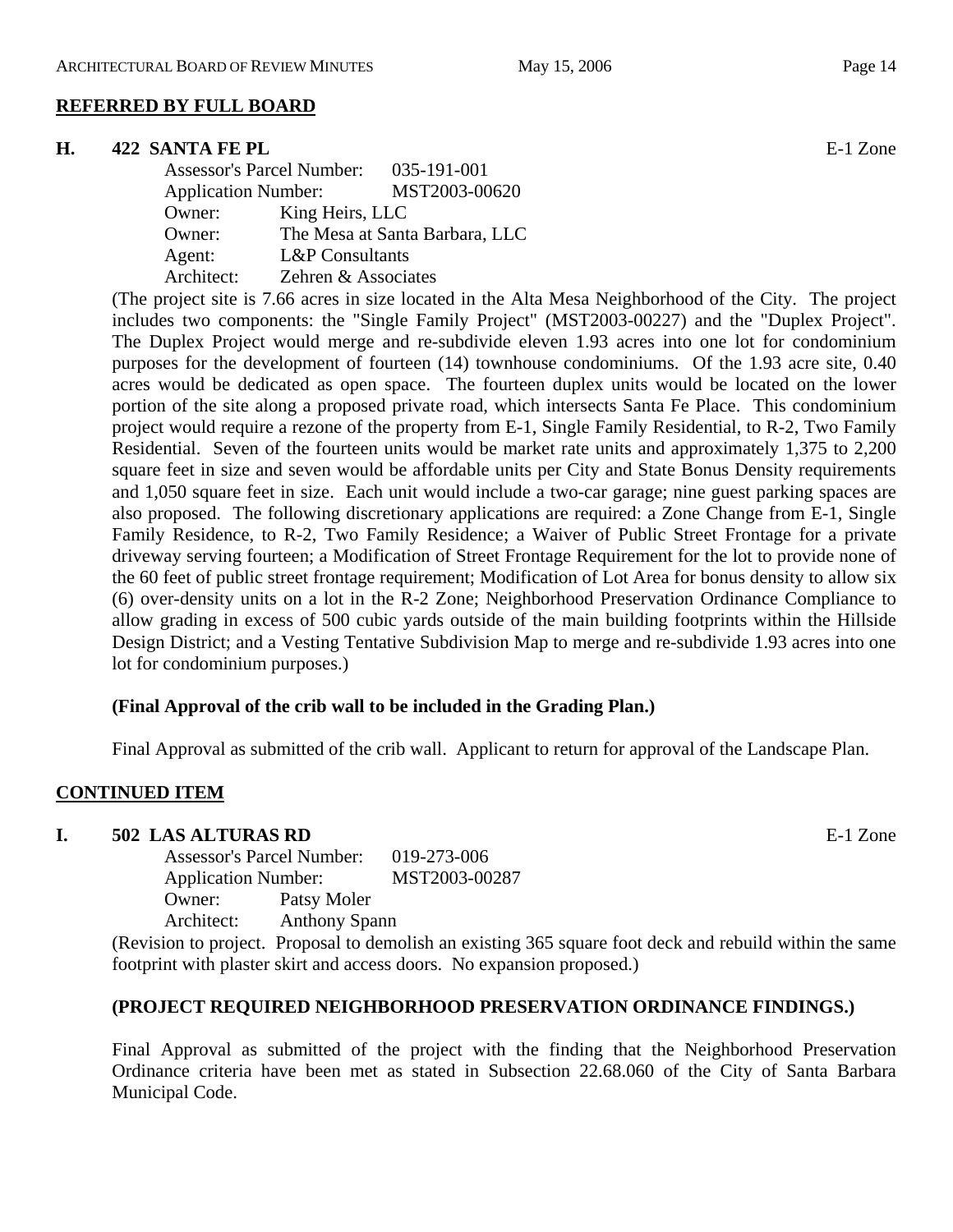## REFERRED BY FULL BOARD

### H. 422 SANTA FE PL E-1 Zone

Assessor's Parcel Number: 035-191-001
Application Number: MST2003-00620
Owner: King Heirs, LLC
Owner: The Mesa at Santa Barbara, LLC
Agent: L&P Consultants
Architect: Zehren & Associates

(The project site is 7.66 acres in size located in the Alta Mesa Neighborhood of the City. The project includes two components: the "Single Family Project" (MST2003-00227) and the "Duplex Project". The Duplex Project would merge and re-subdivide eleven 1.93 acres into one lot for condominium purposes for the development of fourteen (14) townhouse condominiums. Of the 1.93 acre site, 0.40 acres would be dedicated as open space. The fourteen duplex units would be located on the lower portion of the site along a proposed private road, which intersects Santa Fe Place. This condominium project would require a rezone of the property from E-1, Single Family Residential, to R-2, Two Family Residential. Seven of the fourteen units would be market rate units and approximately 1,375 to 2,200 square feet in size and seven would be affordable units per City and State Bonus Density requirements and 1,050 square feet in size. Each unit would include a two-car garage; nine guest parking spaces are also proposed. The following discretionary applications are required: a Zone Change from E-1, Single Family Residence, to R-2, Two Family Residence; a Waiver of Public Street Frontage for a private driveway serving fourteen; a Modification of Street Frontage Requirement for the lot to provide none of the 60 feet of public street frontage requirement; Modification of Lot Area for bonus density to allow six (6) over-density units on a lot in the R-2 Zone; Neighborhood Preservation Ordinance Compliance to allow grading in excess of 500 cubic yards outside of the main building footprints within the Hillside Design District; and a Vesting Tentative Subdivision Map to merge and re-subdivide 1.93 acres into one lot for condominium purposes.)

**(Final Approval of the crib wall to be included in the Grading Plan.)**

Final Approval as submitted of the crib wall. Applicant to return for approval of the Landscape Plan.

## CONTINUED ITEM

### I. 502 LAS ALTURAS RD E-1 Zone

Assessor's Parcel Number: 019-273-006
Application Number: MST2003-00287
Owner: Patsy Moler
Architect: Anthony Spann

(Revision to project. Proposal to demolish an existing 365 square foot deck and rebuild within the same footprint with plaster skirt and access doors. No expansion proposed.)

**(PROJECT REQUIRED NEIGHBORHOOD PRESERVATION ORDINANCE FINDINGS.)**

Final Approval as submitted of the project with the finding that the Neighborhood Preservation Ordinance criteria have been met as stated in Subsection 22.68.060 of the City of Santa Barbara Municipal Code.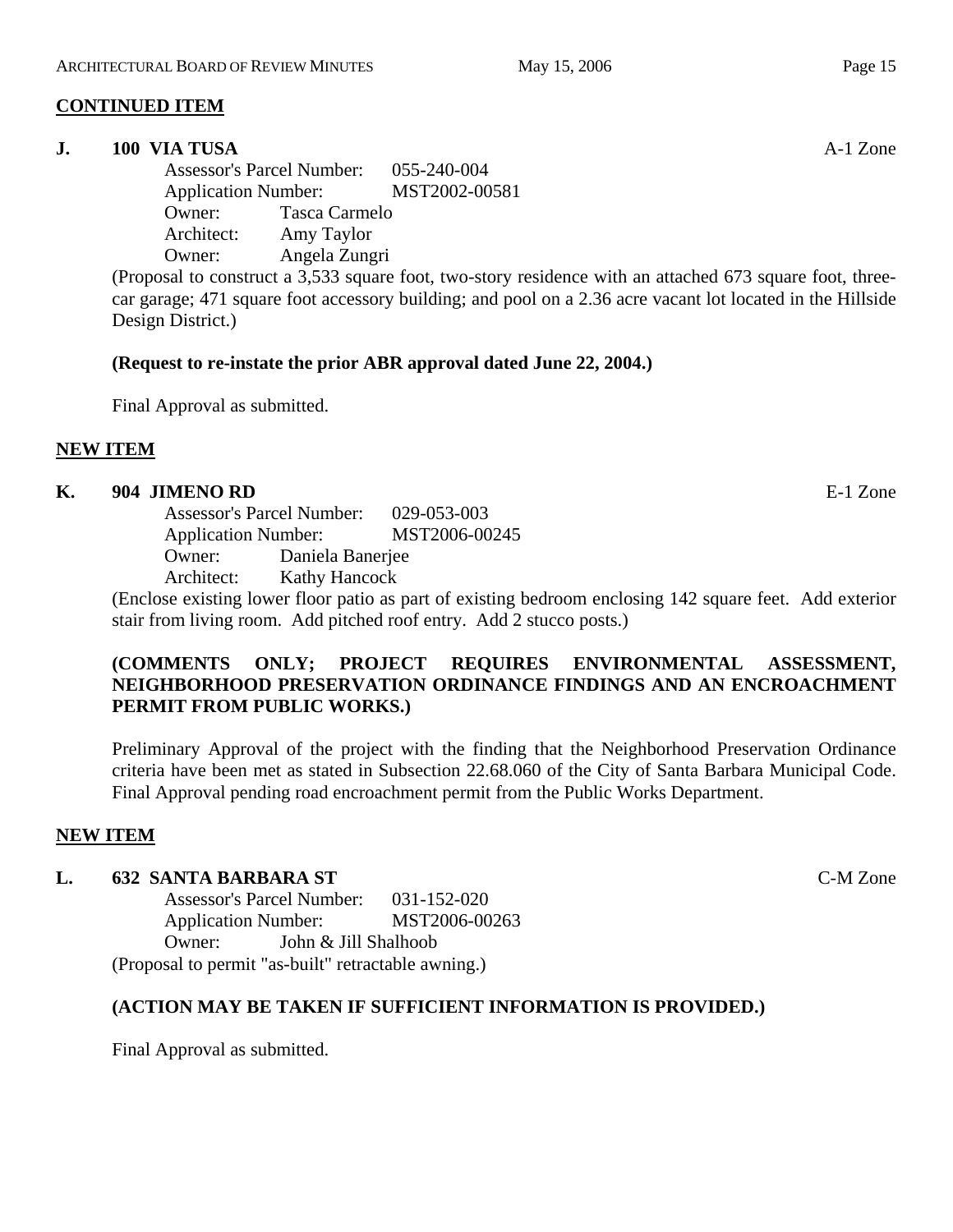**CONTINUED ITEM**

**J. 100 VIA TUSA** A-1 Zone

Assessor's Parcel Number: 055-240-004
Application Number: MST2002-00581
Owner: Tasca Carmelo
Architect: Amy Taylor
Owner: Angela Zungri

(Proposal to construct a 3,533 square foot, two-story residence with an attached 673 square foot, three-car garage; 471 square foot accessory building; and pool on a 2.36 acre vacant lot located in the Hillside Design District.)

**(Request to re-instate the prior ABR approval dated June 22, 2004.)**

Final Approval as submitted.

**NEW ITEM**

**K. 904 JIMENO RD** E-1 Zone

Assessor's Parcel Number: 029-053-003
Application Number: MST2006-00245
Owner: Daniela Banerjee
Architect: Kathy Hancock

(Enclose existing lower floor patio as part of existing bedroom enclosing 142 square feet. Add exterior stair from living room. Add pitched roof entry. Add 2 stucco posts.)

**(COMMENTS ONLY; PROJECT REQUIRES ENVIRONMENTAL ASSESSMENT, NEIGHBORHOOD PRESERVATION ORDINANCE FINDINGS AND AN ENCROACHMENT PERMIT FROM PUBLIC WORKS.)**

Preliminary Approval of the project with the finding that the Neighborhood Preservation Ordinance criteria have been met as stated in Subsection 22.68.060 of the City of Santa Barbara Municipal Code. Final Approval pending road encroachment permit from the Public Works Department.

**NEW ITEM**

**L. 632 SANTA BARBARA ST** C-M Zone

Assessor's Parcel Number: 031-152-020
Application Number: MST2006-00263
Owner: John & Jill Shalhoob

(Proposal to permit "as-built" retractable awning.)

**(ACTION MAY BE TAKEN IF SUFFICIENT INFORMATION IS PROVIDED.)**

Final Approval as submitted.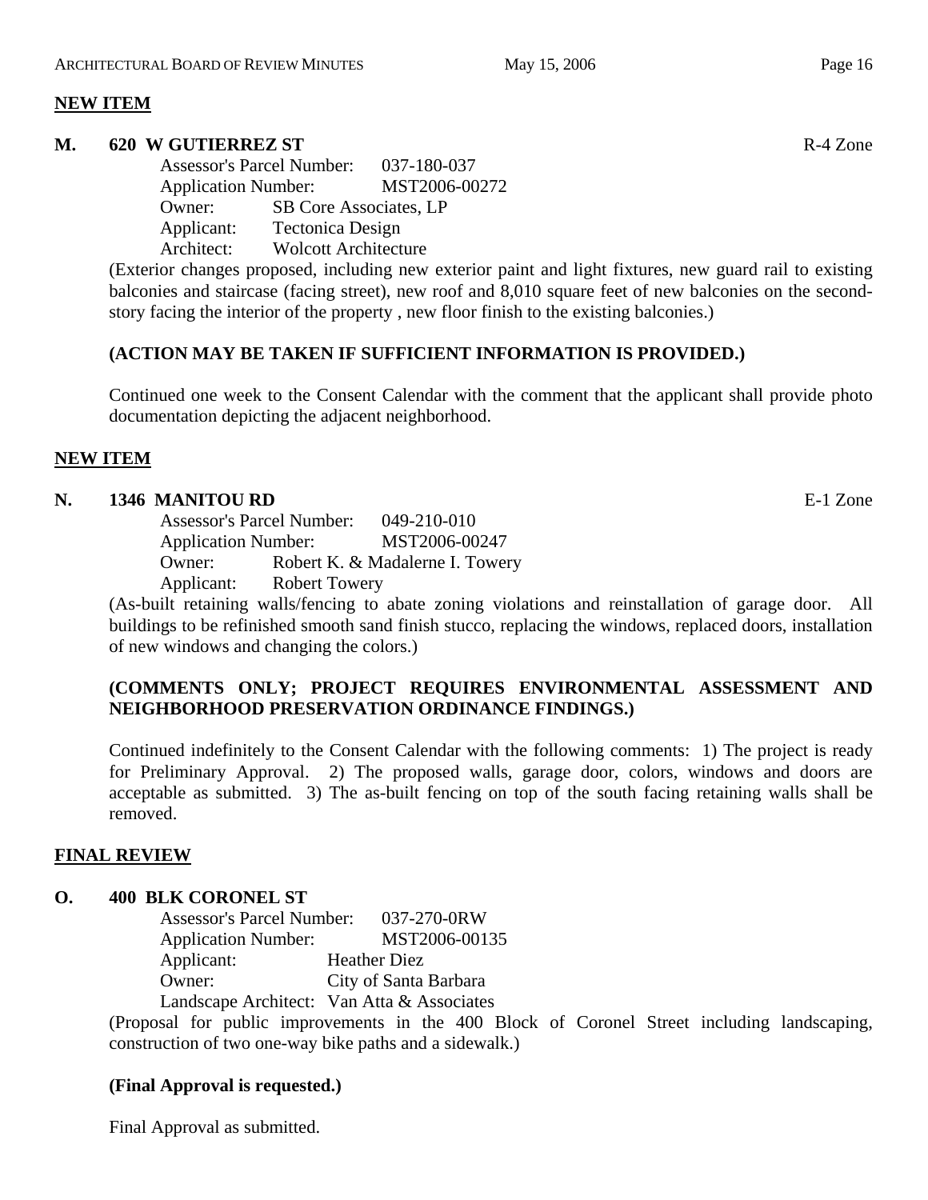**NEW ITEM**

**M. 620 W GUTIERREZ ST** R-4 Zone

Assessor's Parcel Number: 037-180-037
Application Number: MST2006-00272
Owner: SB Core Associates, LP
Applicant: Tectonica Design
Architect: Wolcott Architecture

(Exterior changes proposed, including new exterior paint and light fixtures, new guard rail to existing balconies and staircase (facing street), new roof and 8,010 square feet of new balconies on the second-story facing the interior of the property , new floor finish to the existing balconies.)

**(ACTION MAY BE TAKEN IF SUFFICIENT INFORMATION IS PROVIDED.)**

Continued one week to the Consent Calendar with the comment that the applicant shall provide photo documentation depicting the adjacent neighborhood.

**NEW ITEM**

**N. 1346 MANITOU RD** E-1 Zone

Assessor's Parcel Number: 049-210-010
Application Number: MST2006-00247
Owner: Robert K. & Madalerne I. Towery
Applicant: Robert Towery

(As-built retaining walls/fencing to abate zoning violations and reinstallation of garage door. All buildings to be refinished smooth sand finish stucco, replacing the windows, replaced doors, installation of new windows and changing the colors.)

**(COMMENTS ONLY; PROJECT REQUIRES ENVIRONMENTAL ASSESSMENT AND NEIGHBORHOOD PRESERVATION ORDINANCE FINDINGS.)**

Continued indefinitely to the Consent Calendar with the following comments: 1) The project is ready for Preliminary Approval. 2) The proposed walls, garage door, colors, windows and doors are acceptable as submitted. 3) The as-built fencing on top of the south facing retaining walls shall be removed.

**FINAL REVIEW**

**O. 400 BLK CORONEL ST**

Assessor's Parcel Number: 037-270-0RW
Application Number: MST2006-00135
Applicant: Heather Diez
Owner: City of Santa Barbara
Landscape Architect: Van Atta & Associates

(Proposal for public improvements in the 400 Block of Coronel Street including landscaping, construction of two one-way bike paths and a sidewalk.)

**(Final Approval is requested.)**

Final Approval as submitted.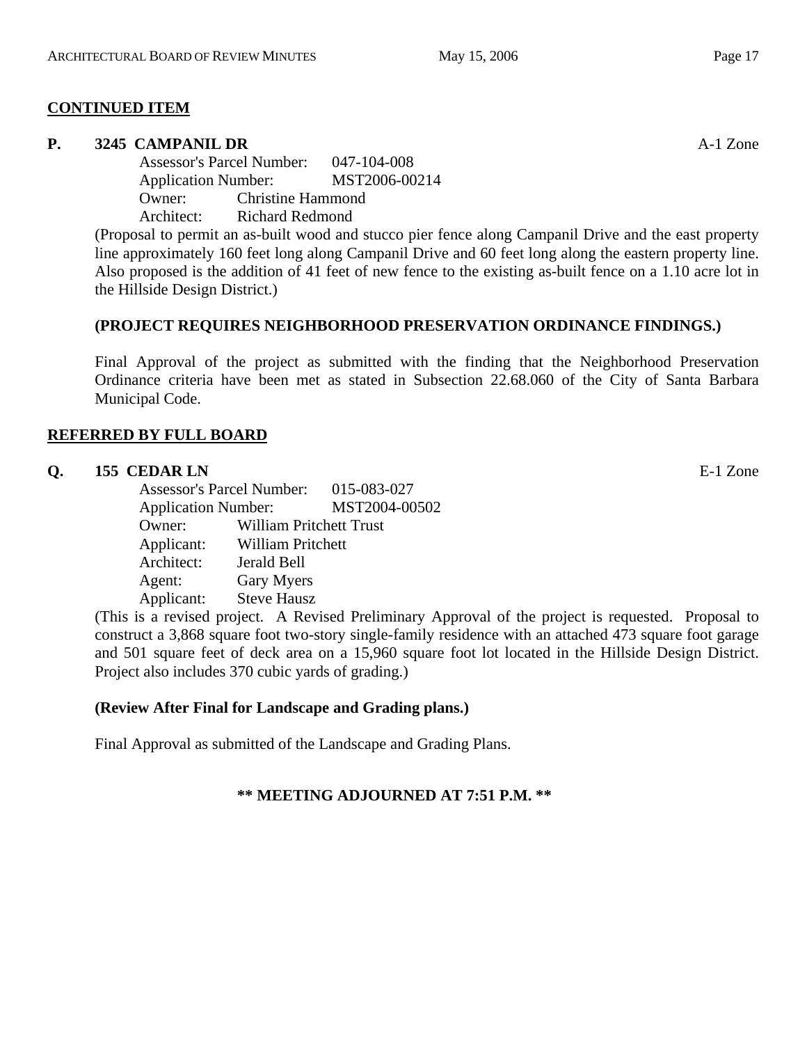**CONTINUED ITEM**

**P. 3245 CAMPANIL DR** A-1 Zone

Assessor's Parcel Number: 047-104-008
Application Number: MST2006-00214
Owner: Christine Hammond
Architect: Richard Redmond

(Proposal to permit an as-built wood and stucco pier fence along Campanil Drive and the east property line approximately 160 feet long along Campanil Drive and 60 feet long along the eastern property line. Also proposed is the addition of 41 feet of new fence to the existing as-built fence on a 1.10 acre lot in the Hillside Design District.)

**(PROJECT REQUIRES NEIGHBORHOOD PRESERVATION ORDINANCE FINDINGS.)**

Final Approval of the project as submitted with the finding that the Neighborhood Preservation Ordinance criteria have been met as stated in Subsection 22.68.060 of the City of Santa Barbara Municipal Code.

**REFERRED BY FULL BOARD**

**Q. 155 CEDAR LN** E-1 Zone

Assessor's Parcel Number: 015-083-027
Application Number: MST2004-00502
Owner: William Pritchett Trust
Applicant: William Pritchett
Architect: Jerald Bell
Agent: Gary Myers
Applicant: Steve Hausz

(This is a revised project. A Revised Preliminary Approval of the project is requested. Proposal to construct a 3,868 square foot two-story single-family residence with an attached 473 square foot garage and 501 square feet of deck area on a 15,960 square foot lot located in the Hillside Design District. Project also includes 370 cubic yards of grading.)

**(Review After Final for Landscape and Grading plans.)**

Final Approval as submitted of the Landscape and Grading Plans.

**\*\* MEETING ADJOURNED AT 7:51 P.M. \*\***